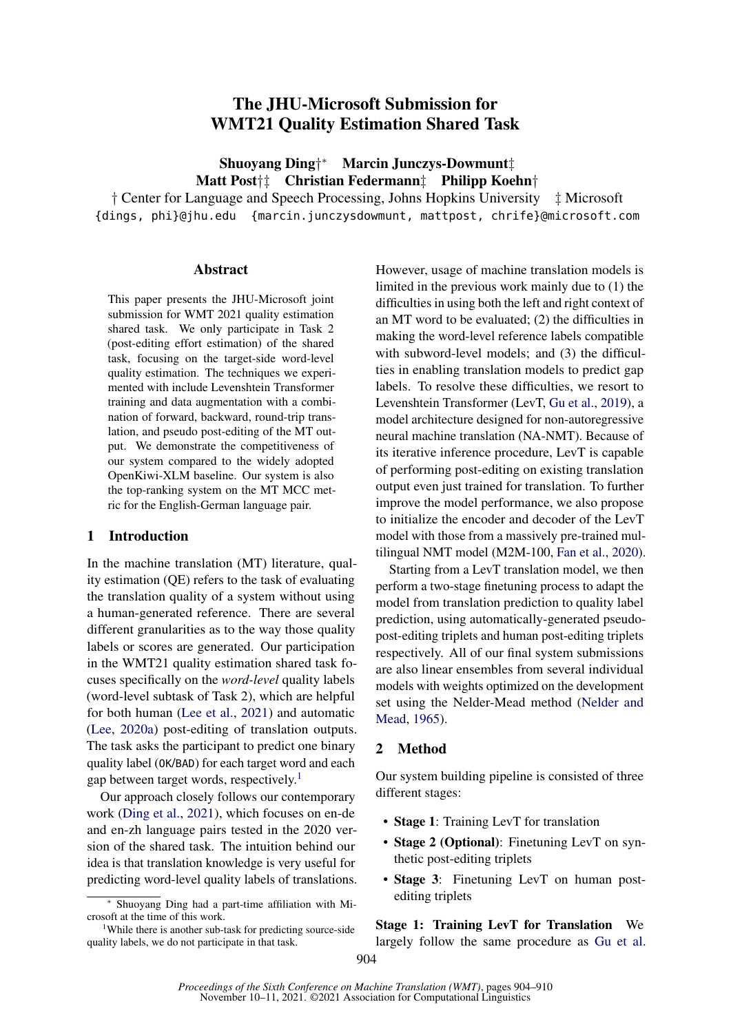# The JHU-Microsoft Submission for WMT21 Quality Estimation Shared Task

**Shuoyang Ding**†* **Marcin Junczys-Dowmunt**‡
**Matt Post**†‡ **Christian Federmann**‡ **Philipp Koehn**†

† Center for Language and Speech Processing, Johns Hopkins University ‡ Microsoft

{dings, phi}@jhu.edu {marcin.junczysdowmunt, mattpost, chrife}@microsoft.com

## Abstract

This paper presents the JHU-Microsoft joint submission for WMT 2021 quality estimation shared task. We only participate in Task 2 (post-editing effort estimation) of the shared task, focusing on the target-side word-level quality estimation. The techniques we experimented with include Levenshtein Transformer training and data augmentation with a combination of forward, backward, round-trip translation, and pseudo post-editing of the MT output. We demonstrate the competitiveness of our system compared to the widely adopted OpenKiwi-XLM baseline. Our system is also the top-ranking system on the MT MCC metric for the English-German language pair.

## 1 Introduction

In the machine translation (MT) literature, quality estimation (QE) refers to the task of evaluating the translation quality of a system without using a human-generated reference. There are several different granularities as to the way those quality labels or scores are generated. Our participation in the WMT21 quality estimation shared task focuses specifically on the *word-level* quality labels (word-level subtask of Task 2), which are helpful for both human (Lee et al., 2021) and automatic (Lee, 2020a) post-editing of translation outputs. The task asks the participant to predict one binary quality label (OK/BAD) for each target word and each gap between target words, respectively.[1]

Our approach closely follows our contemporary work (Ding et al., 2021), which focuses on en-de and en-zh language pairs tested in the 2020 version of the shared task. The intuition behind our idea is that translation knowledge is very useful for predicting word-level quality labels of translations. However, usage of machine translation models is limited in the previous work mainly due to (1) the difficulties in using both the left and right context of an MT word to be evaluated; (2) the difficulties in making the word-level reference labels compatible with subword-level models; and (3) the difficulties in enabling translation models to predict gap labels. To resolve these difficulties, we resort to Levenshtein Transformer (LevT, Gu et al., 2019), a model architecture designed for non-autoregressive neural machine translation (NA-NMT). Because of its iterative inference procedure, LevT is capable of performing post-editing on existing translation output even just trained for translation. To further improve the model performance, we also propose to initialize the encoder and decoder of the LevT model with those from a massively pre-trained multilingual NMT model (M2M-100, Fan et al., 2020).

Starting from a LevT translation model, we then perform a two-stage finetuning process to adapt the model from translation prediction to quality label prediction, using automatically-generated pseudo-post-editing triplets and human post-editing triplets respectively. All of our final system submissions are also linear ensembles from several individual models with weights optimized on the development set using the Nelder-Mead method (Nelder and Mead, 1965).

## 2 Method

Our system building pipeline is consisted of three different stages:

- **Stage 1**: Training LevT for translation
- **Stage 2 (Optional)**: Finetuning LevT on synthetic post-editing triplets
- **Stage 3**: Finetuning LevT on human post-editing triplets

**Stage 1: Training LevT for Translation** We largely follow the same procedure as Gu et al.

---

* Shuoyang Ding had a part-time affiliation with Microsoft at the time of this work.

[1] While there is another sub-task for predicting source-side quality labels, we do not participate in that task.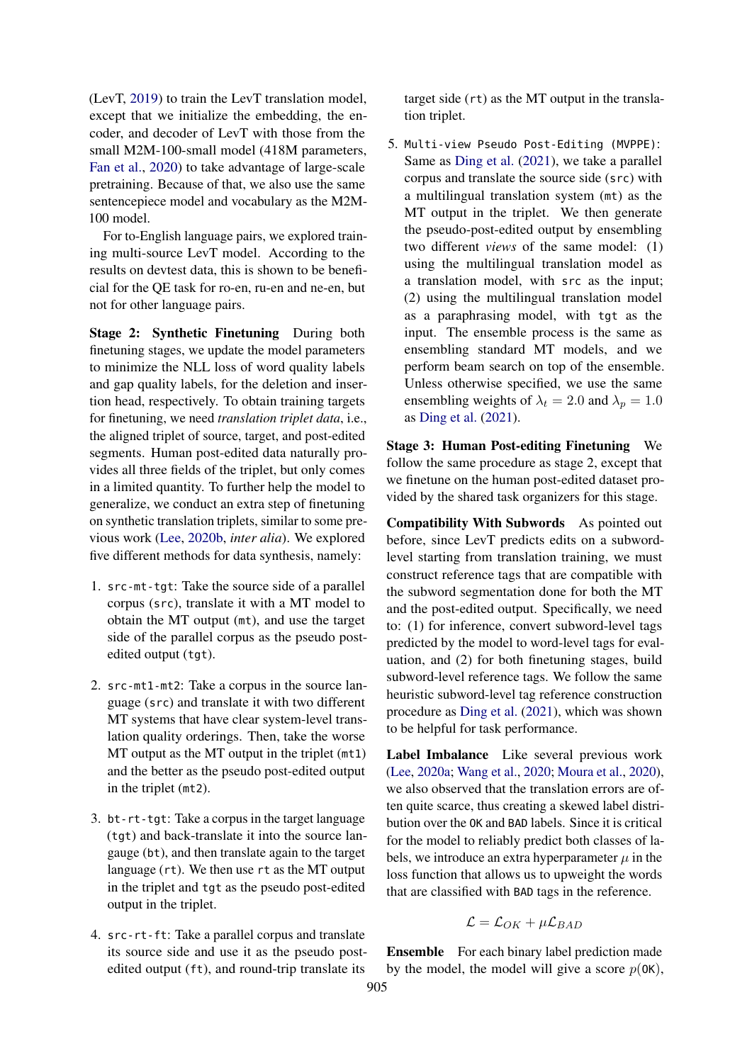(LevT, 2019) to train the LevT translation model, except that we initialize the embedding, the encoder, and decoder of LevT with those from the small M2M-100-small model (418M parameters, Fan et al., 2020) to take advantage of large-scale pretraining. Because of that, we also use the same sentencepiece model and vocabulary as the M2M-100 model.

For to-English language pairs, we explored training multi-source LevT model. According to the results on devtest data, this is shown to be beneficial for the QE task for ro-en, ru-en and ne-en, but not for other language pairs.

**Stage 2: Synthetic Finetuning** During both finetuning stages, we update the model parameters to minimize the NLL loss of word quality labels and gap quality labels, for the deletion and insertion head, respectively. To obtain training targets for finetuning, we need *translation triplet data*, i.e., the aligned triplet of source, target, and post-edited segments. Human post-edited data naturally provides all three fields of the triplet, but only comes in a limited quantity. To further help the model to generalize, we conduct an extra step of finetuning on synthetic translation triplets, similar to some previous work (Lee, 2020b, *inter alia*). We explored five different methods for data synthesis, namely:

1. `src-mt-tgt`: Take the source side of a parallel corpus (`src`), translate it with a MT model to obtain the MT output (`mt`), and use the target side of the parallel corpus as the pseudo post-edited output (`tgt`).

2. `src-mt1-mt2`: Take a corpus in the source language (`src`) and translate it with two different MT systems that have clear system-level translation quality orderings. Then, take the worse MT output as the MT output in the triplet (`mt1`) and the better as the pseudo post-edited output in the triplet (`mt2`).

3. `bt-rt-tgt`: Take a corpus in the target language (`tgt`) and back-translate it into the source language (`bt`), and then translate again to the target language (`rt`). We then use `rt` as the MT output in the triplet and `tgt` as the pseudo post-edited output in the triplet.

4. `src-rt-ft`: Take a parallel corpus and translate its source side and use it as the pseudo post-edited output (`ft`), and round-trip translate its target side (`rt`) as the MT output in the translation triplet.

5. `Multi-view Pseudo Post-Editing (MVPPE)`: Same as Ding et al. (2021), we take a parallel corpus and translate the source side (`src`) with a multilingual translation system (`mt`) as the MT output in the triplet. We then generate the pseudo-post-edited output by ensembling two different *views* of the same model: (1) using the multilingual translation model as a translation model, with `src` as the input; (2) using the multilingual translation model as a paraphrasing model, with `tgt` as the input. The ensemble process is the same as ensembling standard MT models, and we perform beam search on top of the ensemble. Unless otherwise specified, we use the same ensembling weights of $\lambda_t = 2.0$ and $\lambda_p = 1.0$ as Ding et al. (2021).

**Stage 3: Human Post-editing Finetuning** We follow the same procedure as stage 2, except that we finetune on the human post-edited dataset provided by the shared task organizers for this stage.

**Compatibility With Subwords** As pointed out before, since LevT predicts edits on a subword-level starting from translation training, we must construct reference tags that are compatible with the subword segmentation done for both the MT and the post-edited output. Specifically, we need to: (1) for inference, convert subword-level tags predicted by the model to word-level tags for evaluation, and (2) for both finetuning stages, build subword-level reference tags. We follow the same heuristic subword-level tag reference construction procedure as Ding et al. (2021), which was shown to be helpful for task performance.

**Label Imbalance** Like several previous work (Lee, 2020a; Wang et al., 2020; Moura et al., 2020), we also observed that the translation errors are often quite scarce, thus creating a skewed label distribution over the `OK` and `BAD` labels. Since it is critical for the model to reliably predict both classes of labels, we introduce an extra hyperparameter $\mu$ in the loss function that allows us to upweight the words that are classified with `BAD` tags in the reference.

$$\mathcal{L} = \mathcal{L}_{OK} + \mu\mathcal{L}_{BAD}$$

**Ensemble** For each binary label prediction made by the model, the model will give a score $p(\texttt{OK})$,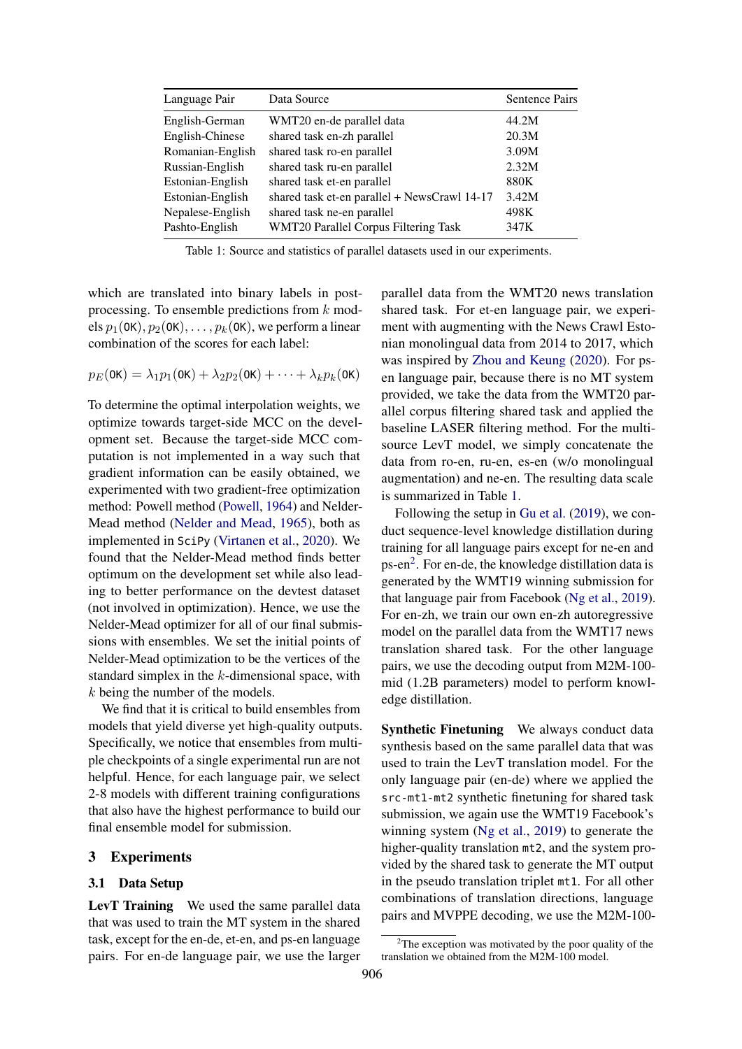| Language Pair | Data Source | Sentence Pairs |
|---|---|---|
| English-German | WMT20 en-de parallel data | 44.2M |
| English-Chinese | shared task en-zh parallel | 20.3M |
| Romanian-English | shared task ro-en parallel | 3.09M |
| Russian-English | shared task ru-en parallel | 2.32M |
| Estonian-English | shared task et-en parallel | 880K |
| Estonian-English | shared task et-en parallel + NewsCrawl 14-17 | 3.42M |
| Nepalese-English | shared task ne-en parallel | 498K |
| Pashto-English | WMT20 Parallel Corpus Filtering Task | 347K |

Table 1: Source and statistics of parallel datasets used in our experiments.

which are translated into binary labels in post-processing. To ensemble predictions from $k$ models $p_1(\texttt{OK}), p_2(\texttt{OK}), \ldots, p_k(\texttt{OK})$, we perform a linear combination of the scores for each label:

$$p_E(\texttt{OK}) = \lambda_1 p_1(\texttt{OK}) + \lambda_2 p_2(\texttt{OK}) + \cdots + \lambda_k p_k(\texttt{OK})$$

To determine the optimal interpolation weights, we optimize towards target-side MCC on the development set. Because the target-side MCC computation is not implemented in a way such that gradient information can be easily obtained, we experimented with two gradient-free optimization method: Powell method (Powell, 1964) and Nelder-Mead method (Nelder and Mead, 1965), both as implemented in `SciPy` (Virtanen et al., 2020). We found that the Nelder-Mead method finds better optimum on the development set while also leading to better performance on the devtest dataset (not involved in optimization). Hence, we use the Nelder-Mead optimizer for all of our final submissions with ensembles. We set the initial points of Nelder-Mead optimization to be the vertices of the standard simplex in the $k$-dimensional space, with $k$ being the number of the models.

We find that it is critical to build ensembles from models that yield diverse yet high-quality outputs. Specifically, we notice that ensembles from multiple checkpoints of a single experimental run are not helpful. Hence, for each language pair, we select 2-8 models with different training configurations that also have the highest performance to build our final ensemble model for submission.

## 3 Experiments

### 3.1 Data Setup

**LevT Training** We used the same parallel data that was used to train the MT system in the shared task, except for the en-de, et-en, and ps-en language pairs. For en-de language pair, we use the larger parallel data from the WMT20 news translation shared task. For et-en language pair, we experiment with augmenting with the News Crawl Estonian monolingual data from 2014 to 2017, which was inspired by Zhou and Keung (2020). For ps-en language pair, because there is no MT system provided, we take the data from the WMT20 parallel corpus filtering shared task and applied the baseline LASER filtering method. For the multi-source LevT model, we simply concatenate the data from ro-en, ru-en, es-en (w/o monolingual augmentation) and ne-en. The resulting data scale is summarized in Table 1.

Following the setup in Gu et al. (2019), we conduct sequence-level knowledge distillation during training for all language pairs except for ne-en and ps-en[2]. For en-de, the knowledge distillation data is generated by the WMT19 winning submission for that language pair from Facebook (Ng et al., 2019). For en-zh, we train our own en-zh autoregressive model on the parallel data from the WMT17 news translation shared task. For the other language pairs, we use the decoding output from M2M-100-mid (1.2B parameters) model to perform knowledge distillation.

**Synthetic Finetuning** We always conduct data synthesis based on the same parallel data that was used to train the LevT translation model. For the only language pair (en-de) where we applied the `src-mt1-mt2` synthetic finetuning for shared task submission, we again use the WMT19 Facebook's winning system (Ng et al., 2019) to generate the higher-quality translation `mt2`, and the system provided by the shared task to generate the MT output in the pseudo translation triplet `mt1`. For all other combinations of translation directions, language pairs and MVPPE decoding, we use the M2M-100-

[2]The exception was motivated by the poor quality of the translation we obtained from the M2M-100 model.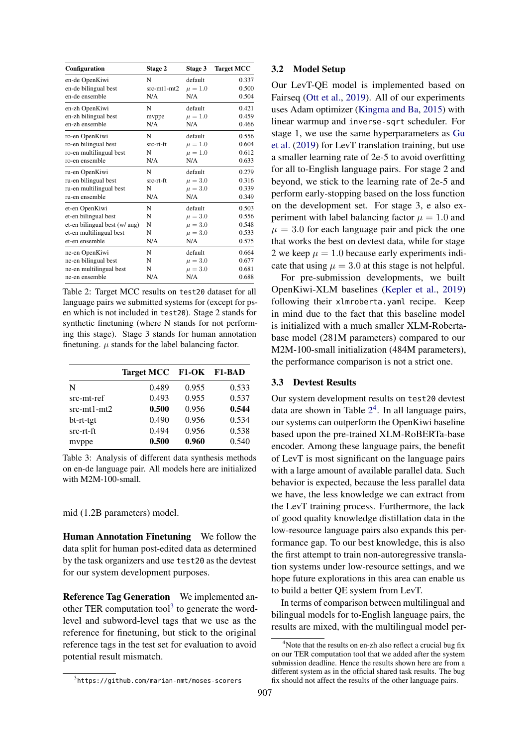| Configuration | Stage 2 | Stage 3 | Target MCC |
|---|---|---|---|
| en-de OpenKiwi | N | default | 0.337 |
| en-de bilingual best | src-mt1-mt2 | $\mu = 1.0$ | 0.500 |
| en-de ensemble | N/A | N/A | 0.504 |
| en-zh OpenKiwi | N | default | 0.421 |
| en-zh bilingual best | mvppe | $\mu = 1.0$ | 0.459 |
| en-zh ensemble | N/A | N/A | 0.466 |
| ro-en OpenKiwi | N | default | 0.556 |
| ro-en bilingual best | src-rt-ft | $\mu = 1.0$ | 0.604 |
| ro-en multilingual best | N | $\mu = 1.0$ | 0.612 |
| ro-en ensemble | N/A | N/A | 0.633 |
| ru-en OpenKiwi | N | default | 0.279 |
| ru-en bilingual best | src-rt-ft | $\mu = 3.0$ | 0.316 |
| ru-en multilingual best | N | $\mu = 3.0$ | 0.339 |
| ru-en ensemble | N/A | N/A | 0.349 |
| et-en OpenKiwi | N | default | 0.503 |
| et-en bilingual best | N | $\mu = 3.0$ | 0.556 |
| et-en bilingual best (w/ aug) | N | $\mu = 3.0$ | 0.548 |
| et-en multilingual best | N | $\mu = 3.0$ | 0.533 |
| et-en ensemble | N/A | N/A | 0.575 |
| ne-en OpenKiwi | N | default | 0.664 |
| ne-en bilingual best | N | $\mu = 3.0$ | 0.677 |
| ne-en multilingual best | N | $\mu = 3.0$ | 0.681 |
| ne-en ensemble | N/A | N/A | 0.688 |

Table 2: Target MCC results on `test20` dataset for all language pairs we submitted systems for (except for ps-en which is not included in `test20`). Stage 2 stands for synthetic finetuning (where N stands for not performing this stage). Stage 3 stands for human annotation finetuning. $\mu$ stands for the label balancing factor.

| | Target MCC | F1-OK | F1-BAD |
|---|---|---|---|
| N | 0.489 | 0.955 | 0.533 |
| src-mt-ref | 0.493 | 0.955 | 0.537 |
| src-mt1-mt2 | **0.500** | 0.956 | **0.544** |
| bt-rt-tgt | 0.490 | 0.956 | 0.534 |
| src-rt-ft | 0.494 | 0.956 | 0.538 |
| mvppe | **0.500** | **0.960** | 0.540 |

Table 3: Analysis of different data synthesis methods on en-de language pair. All models here are initialized with M2M-100-small.

mid (1.2B parameters) model.

**Human Annotation Finetuning** We follow the data split for human post-edited data as determined by the task organizers and use `test20` as the devtest for our system development purposes.

**Reference Tag Generation** We implemented another TER computation tool[3] to generate the word-level and subword-level tags that we use as the reference for finetuning, but stick to the original reference tags in the test set for evaluation to avoid potential result mismatch.

[3] https://github.com/marian-nmt/moses-scorers

### 3.2 Model Setup

Our LevT-QE model is implemented based on Fairseq (Ott et al., 2019). All of our experiments uses Adam optimizer (Kingma and Ba, 2015) with linear warmup and `inverse-sqrt` scheduler. For stage 1, we use the same hyperparameters as Gu et al. (2019) for LevT translation training, but use a smaller learning rate of 2e-5 to avoid overfitting for all to-English language pairs. For stage 2 and beyond, we stick to the learning rate of 2e-5 and perform early-stopping based on the loss function on the development set. For stage 3, e also experiment with label balancing factor $\mu = 1.0$ and $\mu = 3.0$ for each language pair and pick the one that works the best on devtest data, while for stage 2 we keep $\mu = 1.0$ because early experiments indicate that using $\mu = 3.0$ at this stage is not helpful.

For pre-submission developments, we built OpenKiwi-XLM baselines (Kepler et al., 2019) following their `xlmroberta.yaml` recipe. Keep in mind due to the fact that this baseline model is initialized with a much smaller XLM-Roberta-base model (281M parameters) compared to our M2M-100-small initialization (484M parameters), the performance comparison is not a strict one.

### 3.3 Devtest Results

Our system development results on `test20` devtest data are shown in Table 2[4]. In all language pairs, our systems can outperform the OpenKiwi baseline based upon the pre-trained XLM-RoBERTa-base encoder. Among these language pairs, the benefit of LevT is most significant on the language pairs with a large amount of available parallel data. Such behavior is expected, because the less parallel data we have, the less knowledge we can extract from the LevT training process. Furthermore, the lack of good quality knowledge distillation data in the low-resource language pairs also expands this performance gap. To our best knowledge, this is also the first attempt to train non-autoregressive translation systems under low-resource settings, and we hope future explorations in this area can enable us to build a better QE system from LevT.

In terms of comparison between multilingual and bilingual models for to-English language pairs, the results are mixed, with the multilingual model per-

[4] Note that the results on en-zh also reflect a crucial bug fix on our TER computation tool that we added after the system submission deadline. Hence the results shown here are from a different system as in the official shared task results. The bug fix should not affect the results of the other language pairs.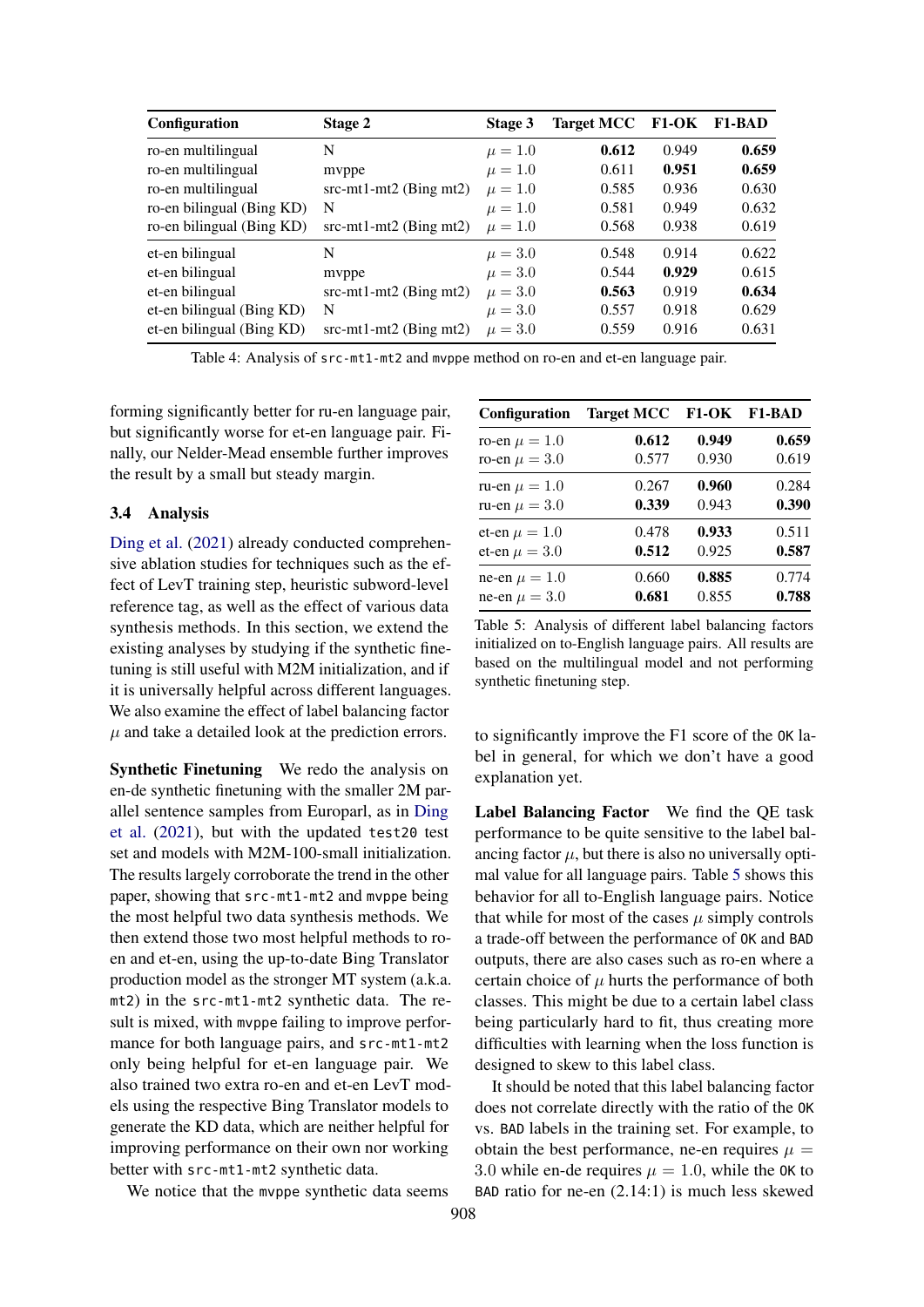| Configuration | Stage 2 | Stage 3 | Target MCC | F1-OK | F1-BAD |
|---|---|---|---|---|---|
| ro-en multilingual | N | $\mu = 1.0$ | **0.612** | 0.949 | **0.659** |
| ro-en multilingual | mvppe | $\mu = 1.0$ | 0.611 | **0.951** | **0.659** |
| ro-en multilingual | src-mt1-mt2 (Bing mt2) | $\mu = 1.0$ | 0.585 | 0.936 | 0.630 |
| ro-en bilingual (Bing KD) | N | $\mu = 1.0$ | 0.581 | 0.949 | 0.632 |
| ro-en bilingual (Bing KD) | src-mt1-mt2 (Bing mt2) | $\mu = 1.0$ | 0.568 | 0.938 | 0.619 |
| et-en bilingual | N | $\mu = 3.0$ | 0.548 | 0.914 | 0.622 |
| et-en bilingual | mvppe | $\mu = 3.0$ | 0.544 | **0.929** | 0.615 |
| et-en bilingual | src-mt1-mt2 (Bing mt2) | $\mu = 3.0$ | **0.563** | 0.919 | **0.634** |
| et-en bilingual (Bing KD) | N | $\mu = 3.0$ | 0.557 | 0.918 | 0.629 |
| et-en bilingual (Bing KD) | src-mt1-mt2 (Bing mt2) | $\mu = 3.0$ | 0.559 | 0.916 | 0.631 |

Table 4: Analysis of `src-mt1-mt2` and `mvppe` method on ro-en and et-en language pair.

forming significantly better for ru-en language pair, but significantly worse for et-en language pair. Finally, our Nelder-Mead ensemble further improves the result by a small but steady margin.

### 3.4 Analysis

Ding et al. (2021) already conducted comprehensive ablation studies for techniques such as the effect of LevT training step, heuristic subword-level reference tag, as well as the effect of various data synthesis methods. In this section, we extend the existing analyses by studying if the synthetic finetuning is still useful with M2M initialization, and if it is universally helpful across different languages. We also examine the effect of label balancing factor $\mu$ and take a detailed look at the prediction errors.

**Synthetic Finetuning** We redo the analysis on en-de synthetic finetuning with the smaller 2M parallel sentence samples from Europarl, as in Ding et al. (2021), but with the updated `test20` test set and models with M2M-100-small initialization. The results largely corroborate the trend in the other paper, showing that `src-mt1-mt2` and `mvppe` being the most helpful two data synthesis methods. We then extend those two most helpful methods to ro-en and et-en, using the up-to-date Bing Translator production model as the stronger MT system (a.k.a. `mt2`) in the `src-mt1-mt2` synthetic data. The result is mixed, with `mvppe` failing to improve performance for both language pairs, and `src-mt1-mt2` only being helpful for et-en language pair. We also trained two extra ro-en and et-en LevT models using the respective Bing Translator models to generate the KD data, which are neither helpful for improving performance on their own nor working better with `src-mt1-mt2` synthetic data.

We notice that the `mvppe` synthetic data seems to significantly improve the F1 score of the `OK` label in general, for which we don't have a good explanation yet.

| Configuration | Target MCC | F1-OK | F1-BAD |
|---|---|---|---|
| ro-en $\mu = 1.0$ | **0.612** | **0.949** | **0.659** |
| ro-en $\mu = 3.0$ | 0.577 | 0.930 | 0.619 |
| ru-en $\mu = 1.0$ | 0.267 | **0.960** | 0.284 |
| ru-en $\mu = 3.0$ | **0.339** | 0.943 | **0.390** |
| et-en $\mu = 1.0$ | 0.478 | **0.933** | 0.511 |
| et-en $\mu = 3.0$ | **0.512** | 0.925 | **0.587** |
| ne-en $\mu = 1.0$ | 0.660 | **0.885** | 0.774 |
| ne-en $\mu = 3.0$ | **0.681** | 0.855 | **0.788** |

Table 5: Analysis of different label balancing factors initialized on to-English language pairs. All results are based on the multilingual model and not performing synthetic finetuning step.

**Label Balancing Factor** We find the QE task performance to be quite sensitive to the label balancing factor $\mu$, but there is also no universally optimal value for all language pairs. Table 5 shows this behavior for all to-English language pairs. Notice that while for most of the cases $\mu$ simply controls a trade-off between the performance of `OK` and `BAD` outputs, there are also cases such as ro-en where a certain choice of $\mu$ hurts the performance of both classes. This might be due to a certain label class being particularly hard to fit, thus creating more difficulties with learning when the loss function is designed to skew to this label class.

It should be noted that this label balancing factor does not correlate directly with the ratio of the `OK` vs. `BAD` labels in the training set. For example, to obtain the best performance, ne-en requires $\mu = 3.0$ while en-de requires $\mu = 1.0$, while the `OK` to `BAD` ratio for ne-en (2.14:1) is much less skewed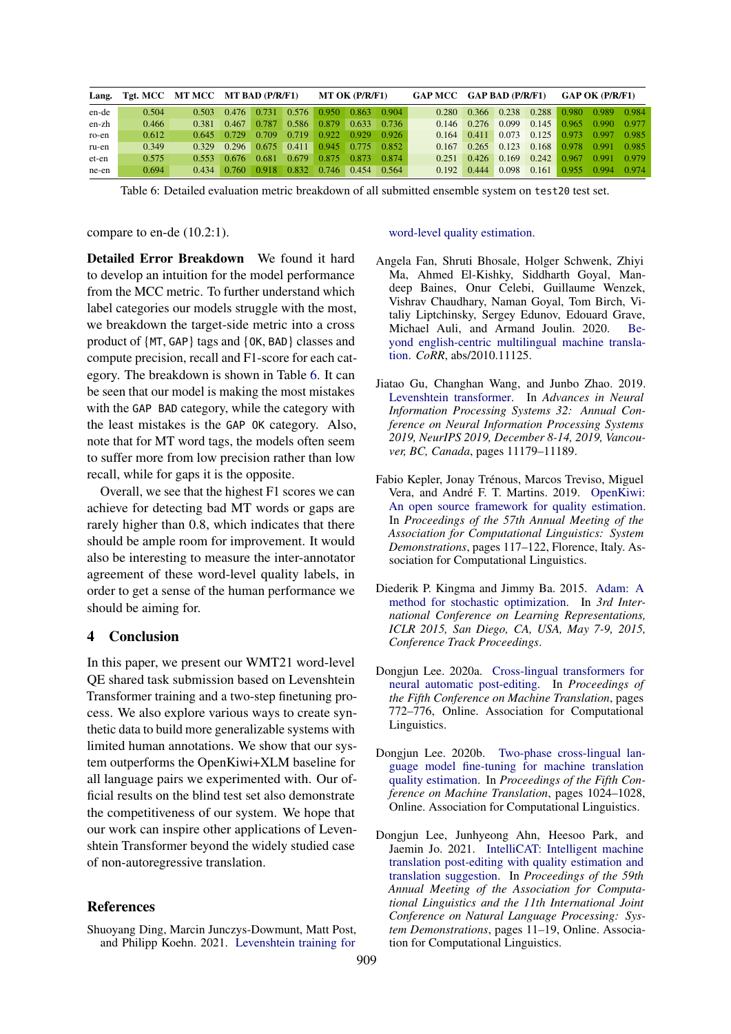| Lang. | Tgt. MCC | MT MCC | MT BAD (P/R/F1) | | | MT OK (P/R/F1) | | | GAP MCC | GAP BAD (P/R/F1) | | | GAP OK (P/R/F1) | | |
|---|---|---|---|---|---|---|---|---|---|---|---|---|---|---|---|
| en-de | 0.504 | 0.503 | 0.476 | 0.731 | 0.576 | 0.950 | 0.863 | 0.904 | 0.280 | 0.366 | 0.238 | 0.288 | 0.980 | 0.989 | 0.984 |
| en-zh | 0.466 | 0.381 | 0.467 | 0.787 | 0.586 | 0.879 | 0.633 | 0.736 | 0.146 | 0.276 | 0.099 | 0.145 | 0.965 | 0.990 | 0.977 |
| ro-en | 0.612 | 0.645 | 0.729 | 0.709 | 0.719 | 0.922 | 0.929 | 0.926 | 0.164 | 0.411 | 0.073 | 0.125 | 0.973 | 0.997 | 0.985 |
| ru-en | 0.349 | 0.329 | 0.296 | 0.675 | 0.411 | 0.945 | 0.775 | 0.852 | 0.167 | 0.265 | 0.123 | 0.168 | 0.978 | 0.991 | 0.985 |
| et-en | 0.575 | 0.553 | 0.676 | 0.681 | 0.679 | 0.875 | 0.873 | 0.874 | 0.251 | 0.426 | 0.169 | 0.242 | 0.967 | 0.991 | 0.979 |
| ne-en | 0.694 | 0.434 | 0.760 | 0.918 | 0.832 | 0.746 | 0.454 | 0.564 | 0.192 | 0.444 | 0.098 | 0.161 | 0.955 | 0.994 | 0.974 |

Table 6: Detailed evaluation metric breakdown of all submitted ensemble system on `test20` test set.

compare to en-de (10.2:1).

**Detailed Error Breakdown** We found it hard to develop an intuition for the model performance from the MCC metric. To further understand which label categories our models struggle with the most, we breakdown the target-side metric into a cross product of {`MT`, `GAP`} tags and {`OK`, `BAD`} classes and compute precision, recall and F1-score for each category. The breakdown is shown in Table 6. It can be seen that our model is making the most mistakes with the `GAP BAD` category, while the category with the least mistakes is the `GAP OK` category. Also, note that for MT word tags, the models often seem to suffer more from low precision rather than low recall, while for gaps it is the opposite.

Overall, we see that the highest F1 scores we can achieve for detecting bad MT words or gaps are rarely higher than 0.8, which indicates that there should be ample room for improvement. It would also be interesting to measure the inter-annotator agreement of these word-level quality labels, in order to get a sense of the human performance we should be aiming for.

## 4 Conclusion

In this paper, we present our WMT21 word-level QE shared task submission based on Levenshtein Transformer training and a two-step finetuning process. We also explore various ways to create synthetic data to build more generalizable systems with limited human annotations. We show that our system outperforms the OpenKiwi+XLM baseline for all language pairs we experimented with. Our official results on the blind test set also demonstrate the competitiveness of our system. We hope that our work can inspire other applications of Levenshtein Transformer beyond the widely studied case of non-autoregressive translation.

## References

Shuoyang Ding, Marcin Junczys-Dowmunt, Matt Post, and Philipp Koehn. 2021. Levenshtein training for word-level quality estimation.

Angela Fan, Shruti Bhosale, Holger Schwenk, Zhiyi Ma, Ahmed El-Kishky, Siddharth Goyal, Mandeep Baines, Onur Celebi, Guillaume Wenzek, Vishrav Chaudhary, Naman Goyal, Tom Birch, Vitaliy Liptchinsky, Sergey Edunov, Edouard Grave, Michael Auli, and Armand Joulin. 2020. Beyond english-centric multilingual machine translation. *CoRR*, abs/2010.11125.

Jiatao Gu, Changhan Wang, and Junbo Zhao. 2019. Levenshtein transformer. In *Advances in Neural Information Processing Systems 32: Annual Conference on Neural Information Processing Systems 2019, NeurIPS 2019, December 8-14, 2019, Vancouver, BC, Canada*, pages 11179–11189.

Fabio Kepler, Jonay Trénous, Marcos Treviso, Miguel Vera, and André F. T. Martins. 2019. OpenKiwi: An open source framework for quality estimation. In *Proceedings of the 57th Annual Meeting of the Association for Computational Linguistics: System Demonstrations*, pages 117–122, Florence, Italy. Association for Computational Linguistics.

Diederik P. Kingma and Jimmy Ba. 2015. Adam: A method for stochastic optimization. In *3rd International Conference on Learning Representations, ICLR 2015, San Diego, CA, USA, May 7-9, 2015, Conference Track Proceedings*.

Dongjun Lee. 2020a. Cross-lingual transformers for neural automatic post-editing. In *Proceedings of the Fifth Conference on Machine Translation*, pages 772–776, Online. Association for Computational Linguistics.

Dongjun Lee. 2020b. Two-phase cross-lingual language model fine-tuning for machine translation quality estimation. In *Proceedings of the Fifth Conference on Machine Translation*, pages 1024–1028, Online. Association for Computational Linguistics.

Dongjun Lee, Junhyeong Ahn, Heesoo Park, and Jaemin Jo. 2021. IntelliCAT: Intelligent machine translation post-editing with quality estimation and translation suggestion. In *Proceedings of the 59th Annual Meeting of the Association for Computational Linguistics and the 11th International Joint Conference on Natural Language Processing: System Demonstrations*, pages 11–19, Online. Association for Computational Linguistics.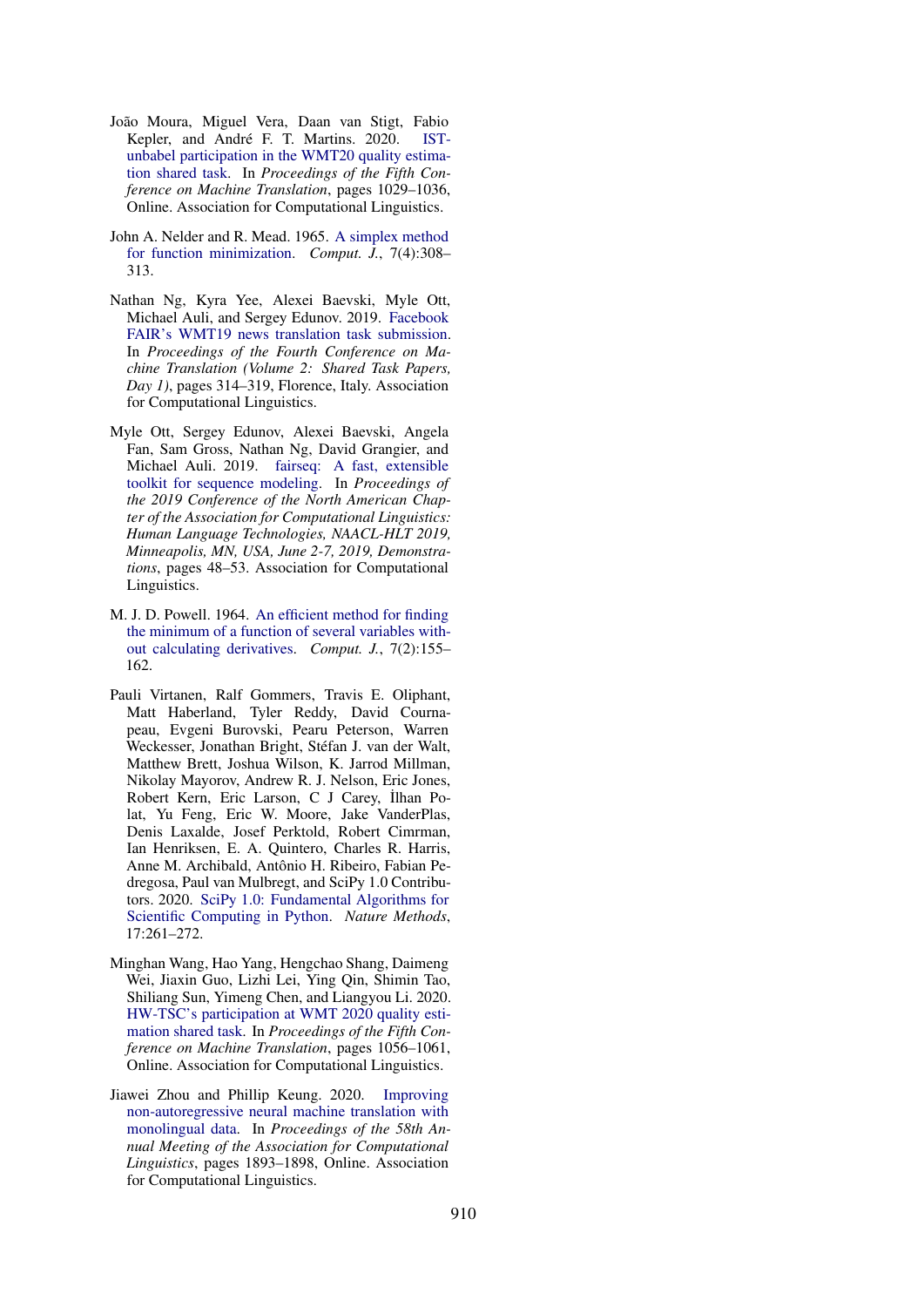João Moura, Miguel Vera, Daan van Stigt, Fabio Kepler, and André F. T. Martins. 2020. IST-unbabel participation in the WMT20 quality estimation shared task. In *Proceedings of the Fifth Conference on Machine Translation*, pages 1029–1036, Online. Association for Computational Linguistics.

John A. Nelder and R. Mead. 1965. A simplex method for function minimization. *Comput. J.*, 7(4):308–313.

Nathan Ng, Kyra Yee, Alexei Baevski, Myle Ott, Michael Auli, and Sergey Edunov. 2019. Facebook FAIR's WMT19 news translation task submission. In *Proceedings of the Fourth Conference on Machine Translation (Volume 2: Shared Task Papers, Day 1)*, pages 314–319, Florence, Italy. Association for Computational Linguistics.

Myle Ott, Sergey Edunov, Alexei Baevski, Angela Fan, Sam Gross, Nathan Ng, David Grangier, and Michael Auli. 2019. fairseq: A fast, extensible toolkit for sequence modeling. In *Proceedings of the 2019 Conference of the North American Chapter of the Association for Computational Linguistics: Human Language Technologies, NAACL-HLT 2019, Minneapolis, MN, USA, June 2-7, 2019, Demonstrations*, pages 48–53. Association for Computational Linguistics.

M. J. D. Powell. 1964. An efficient method for finding the minimum of a function of several variables without calculating derivatives. *Comput. J.*, 7(2):155–162.

Pauli Virtanen, Ralf Gommers, Travis E. Oliphant, Matt Haberland, Tyler Reddy, David Cournapeau, Evgeni Burovski, Pearu Peterson, Warren Weckesser, Jonathan Bright, Stéfan J. van der Walt, Matthew Brett, Joshua Wilson, K. Jarrod Millman, Nikolay Mayorov, Andrew R. J. Nelson, Eric Jones, Robert Kern, Eric Larson, C J Carey, İlhan Polat, Yu Feng, Eric W. Moore, Jake VanderPlas, Denis Laxalde, Josef Perktold, Robert Cimrman, Ian Henriksen, E. A. Quintero, Charles R. Harris, Anne M. Archibald, Antônio H. Ribeiro, Fabian Pedregosa, Paul van Mulbregt, and SciPy 1.0 Contributors. 2020. SciPy 1.0: Fundamental Algorithms for Scientific Computing in Python. *Nature Methods*, 17:261–272.

Minghan Wang, Hao Yang, Hengchao Shang, Daimeng Wei, Jiaxin Guo, Lizhi Lei, Ying Qin, Shimin Tao, Shiliang Sun, Yimeng Chen, and Liangyou Li. 2020. HW-TSC's participation at WMT 2020 quality estimation shared task. In *Proceedings of the Fifth Conference on Machine Translation*, pages 1056–1061, Online. Association for Computational Linguistics.

Jiawei Zhou and Phillip Keung. 2020. Improving non-autoregressive neural machine translation with monolingual data. In *Proceedings of the 58th Annual Meeting of the Association for Computational Linguistics*, pages 1893–1898, Online. Association for Computational Linguistics.